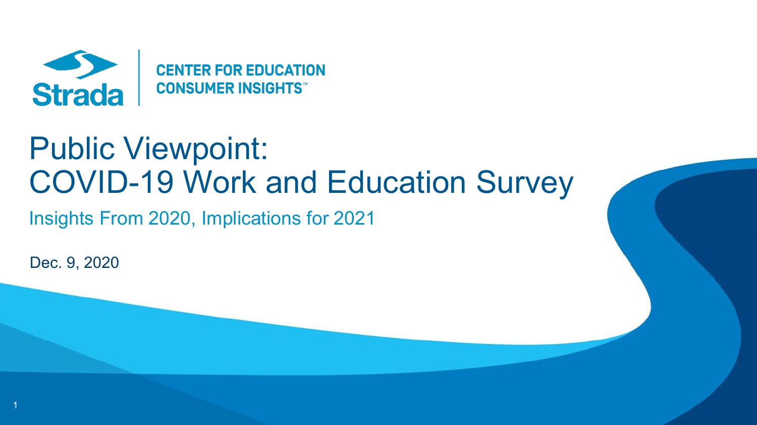Strada | CENTER FOR EDUCATION CONSUMER INSIGHTS™

# Public Viewpoint: COVID-19 Work and Education Survey

## Insights From 2020, Implications for 2021

Dec. 9, 2020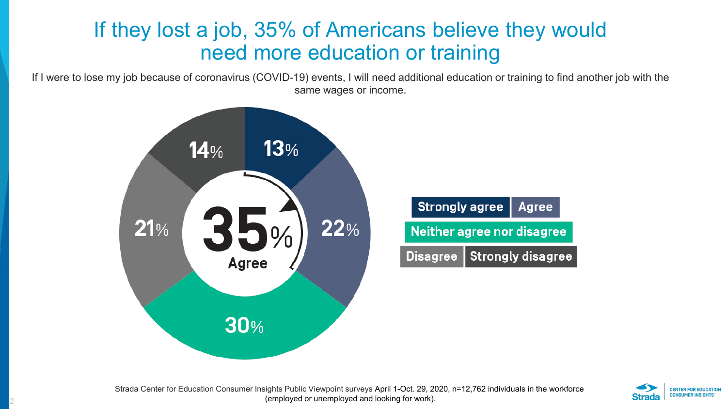# If they lost a job, 35% of Americans believe they would need more education or training

If I were to lose my job because of coronavirus (COVID-19) events, I will need additional education or training to find another job with the same wages or income.

| Response | Percentage |
| --- | --- |
| Strongly agree | 13% |
| Agree | 22% |
| Neither agree nor disagree | 30% |
| Disagree | 21% |
| Strongly disagree | 14% |

**35% Agree**

Strada Center for Education Consumer Insights Public Viewpoint surveys April 1-Oct. 29, 2020, n=12,762 individuals in the workforce (employed or unemployed and looking for work).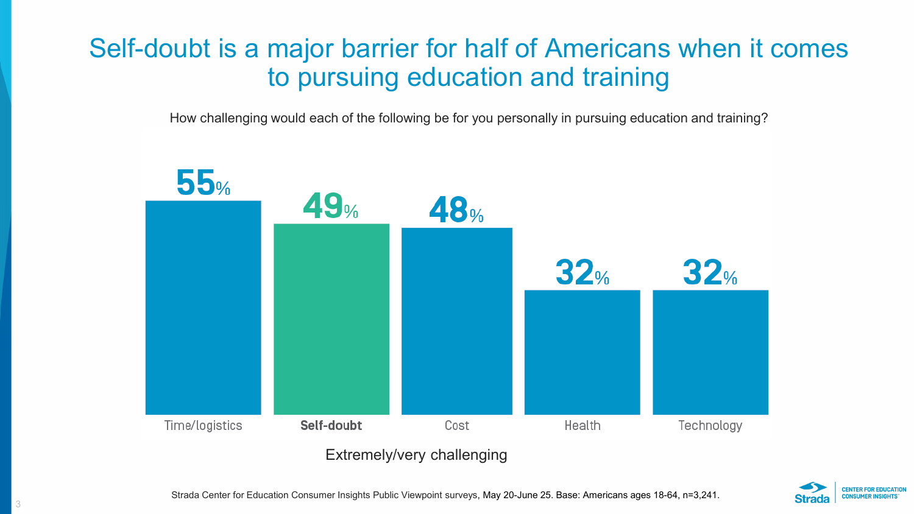# Self-doubt is a major barrier for half of Americans when it comes to pursuing education and training

How challenging would each of the following be for you personally in pursuing education and training?

| | Time/logistics | **Self-doubt** | Cost | Health | Technology |
|---|---|---|---|---|---|
| Extremely/very challenging | 55% | **49%** | 48% | 32% | 32% |

Extremely/very challenging

Strada Center for Education Consumer Insights Public Viewpoint surveys, May 20-June 25. Base: Americans ages 18-64, n=3,241.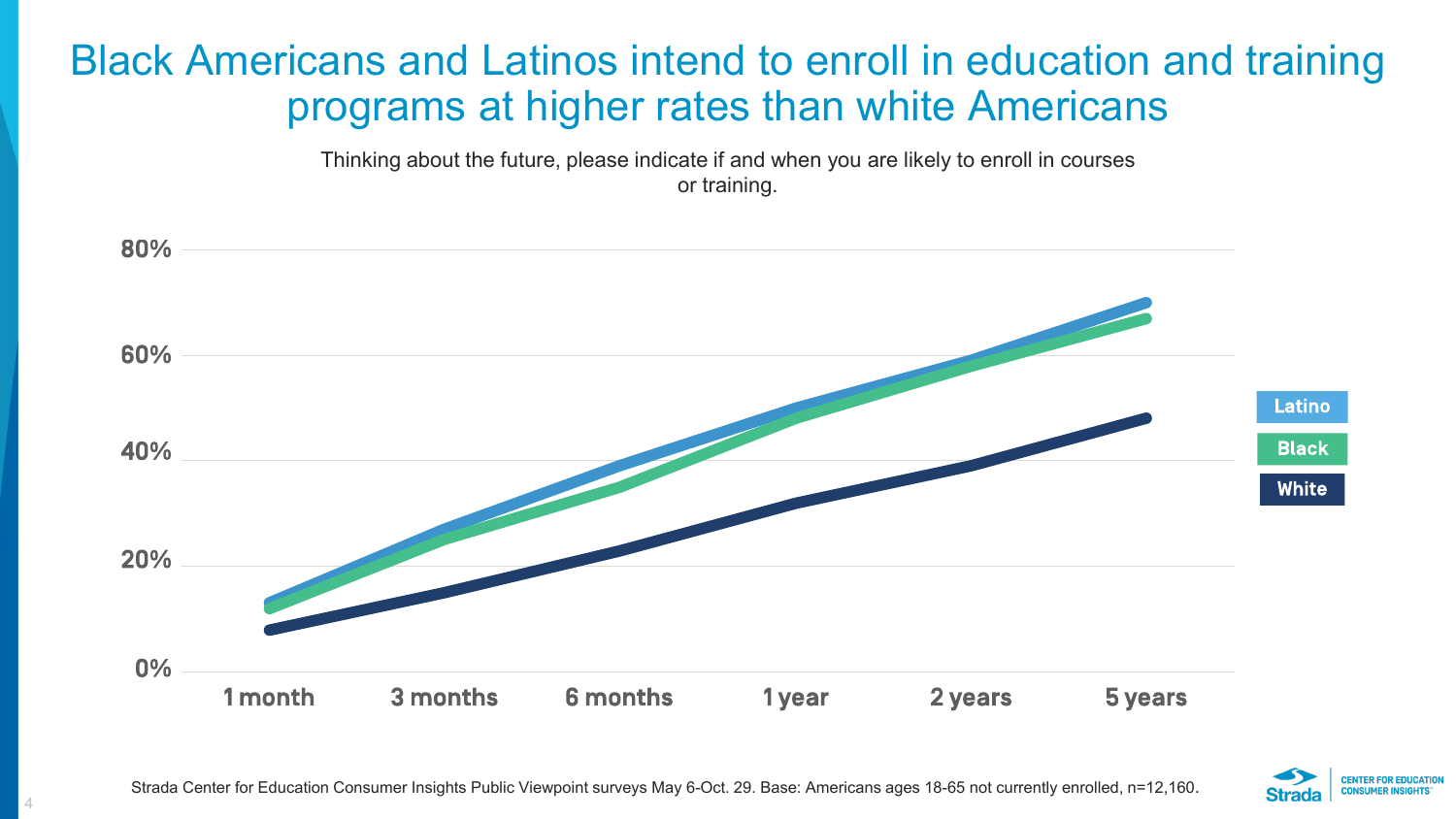# Black Americans and Latinos intend to enroll in education and training programs at higher rates than white Americans

Thinking about the future, please indicate if and when you are likely to enroll in courses or training.

Strada Center for Education Consumer Insights Public Viewpoint surveys May 6-Oct. 29. Base: Americans ages 18-65 not currently enrolled, n=12,160.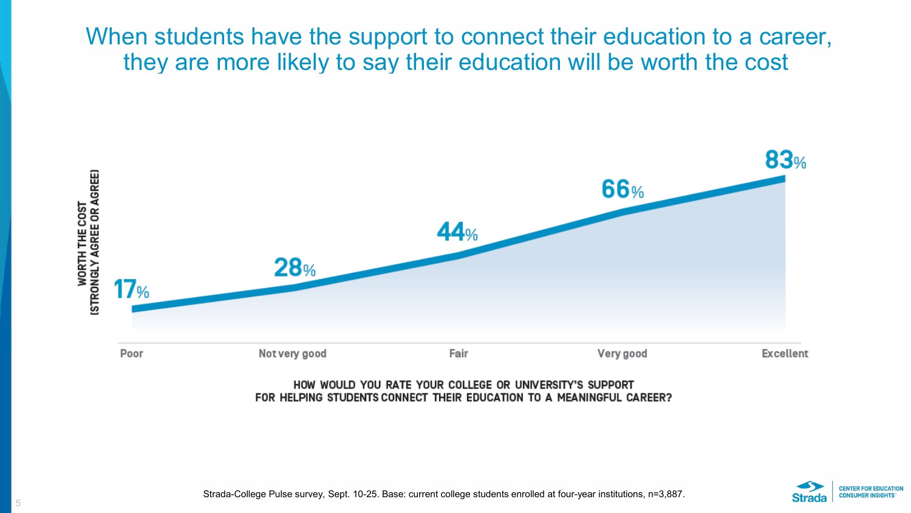# When students have the support to connect their education to a career, they are more likely to say their education will be worth the cost

| How would you rate your college or university's support for helping students connect their education to a meaningful career? | Worth the cost (strongly agree or agree) |
|---|---|
| Poor | 17% |
| Not very good | 28% |
| Fair | 44% |
| Very good | 66% |
| Excellent | 83% |

Strada-College Pulse survey, Sept. 10-25. Base: current college students enrolled at four-year institutions, n=3,887.

Strada | CENTER FOR EDUCATION CONSUMER INSIGHTS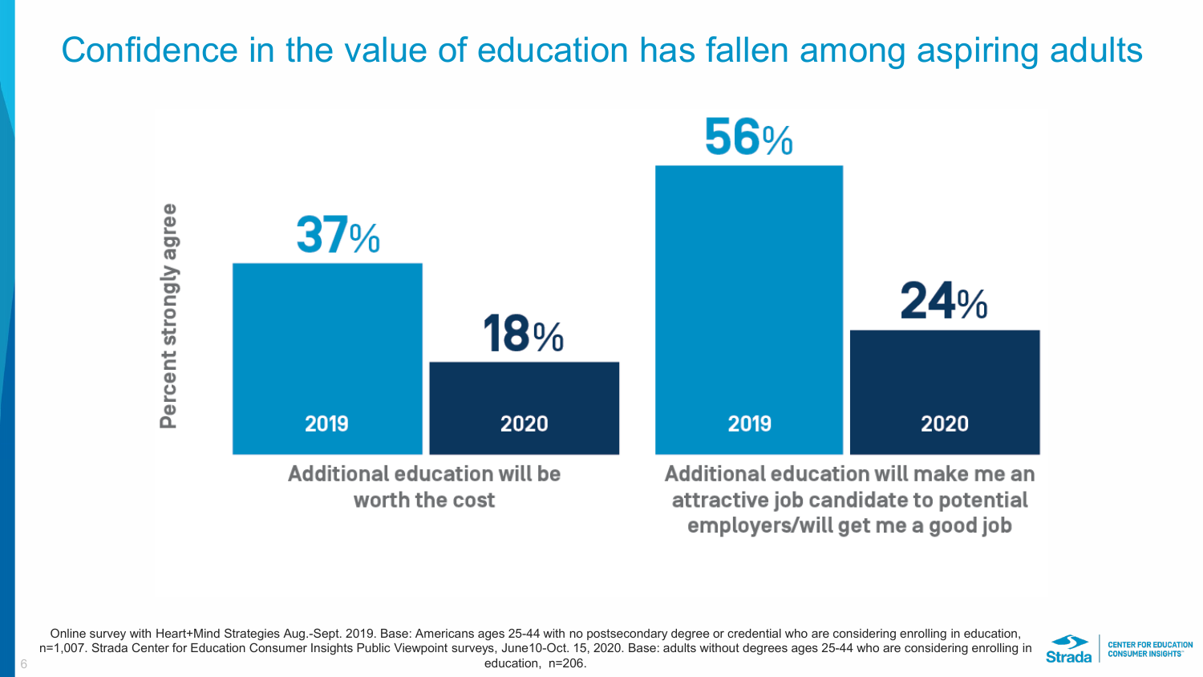# Confidence in the value of education has fallen among aspiring adults

Percent strongly agree

| | 2019 | 2020 |
|---|---|---|
| Additional education will be worth the cost | 37% | 18% |
| Additional education will make me an attractive job candidate to potential employers/will get me a good job | 56% | 24% |

Online survey with Heart+Mind Strategies Aug.-Sept. 2019. Base: Americans ages 25-44 with no postsecondary degree or credential who are considering enrolling in education, n=1,007. Strada Center for Education Consumer Insights Public Viewpoint surveys, June10-Oct. 15, 2020. Base: adults without degrees ages 25-44 who are considering enrolling in education, n=206.

Strada | CENTER FOR EDUCATION CONSUMER INSIGHTS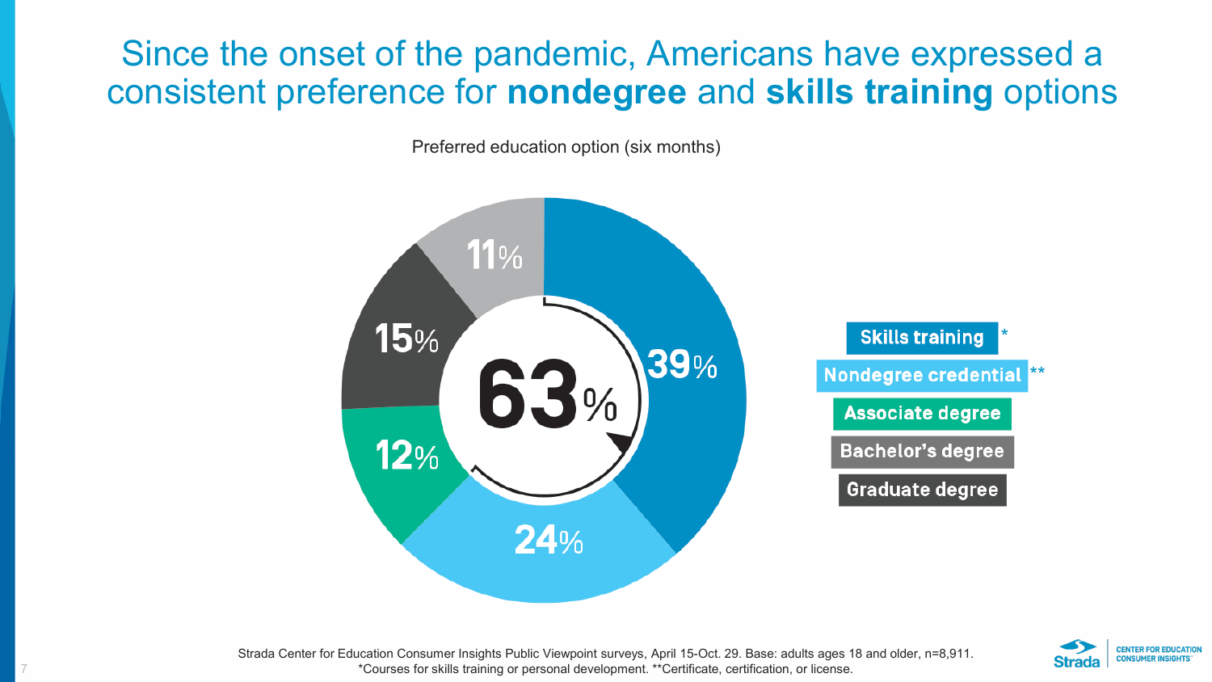# Since the onset of the pandemic, Americans have expressed a consistent preference for **nondegree** and **skills training** options

Preferred education option (six months)

| Option | Percent |
| --- | --- |
| Skills training* | 39% |
| Nondegree credential** | 24% |
| Associate degree | 12% |
| Bachelor's degree | 11% |
| Graduate degree | 15% |

63%

Strada Center for Education Consumer Insights Public Viewpoint surveys, April 15-Oct. 29. Base: adults ages 18 and older, n=8,911.
*Courses for skills training or personal development. **Certificate, certification, or license.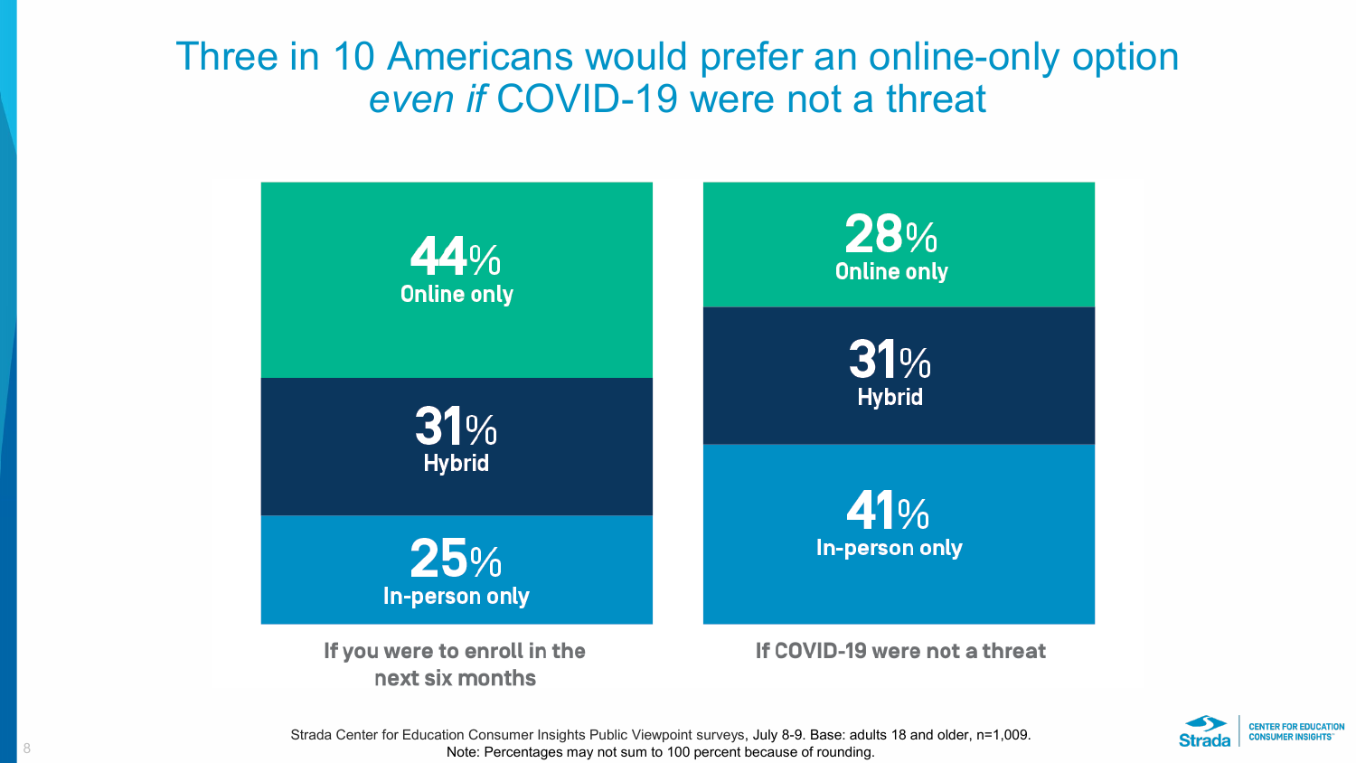# Three in 10 Americans would prefer an online-only option *even if* COVID-19 were not a threat

| | If you were to enroll in the next six months | If COVID-19 were not a threat |
|---|---|---|
| Online only | 44% | 28% |
| Hybrid | 31% | 31% |
| In-person only | 25% | 41% |

Strada Center for Education Consumer Insights Public Viewpoint surveys, July 8-9. Base: adults 18 and older, n=1,009.
Note: Percentages may not sum to 100 percent because of rounding.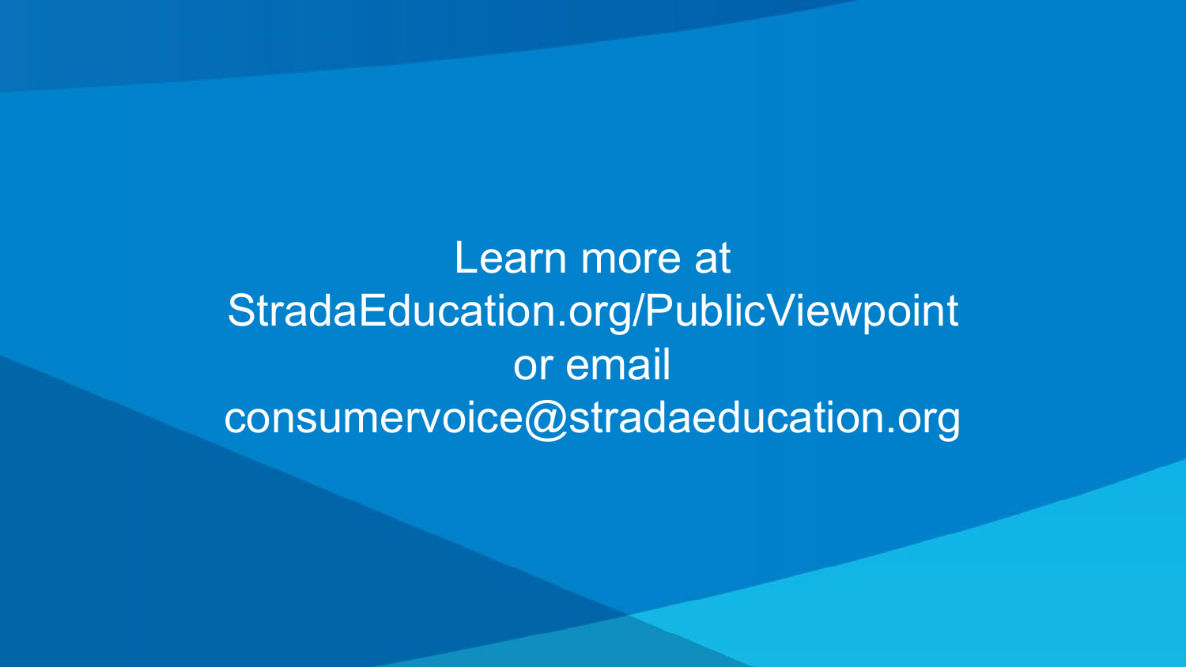Learn more at
StradaEducation.org/PublicViewpoint
or email
consumervoice@stradaeducation.org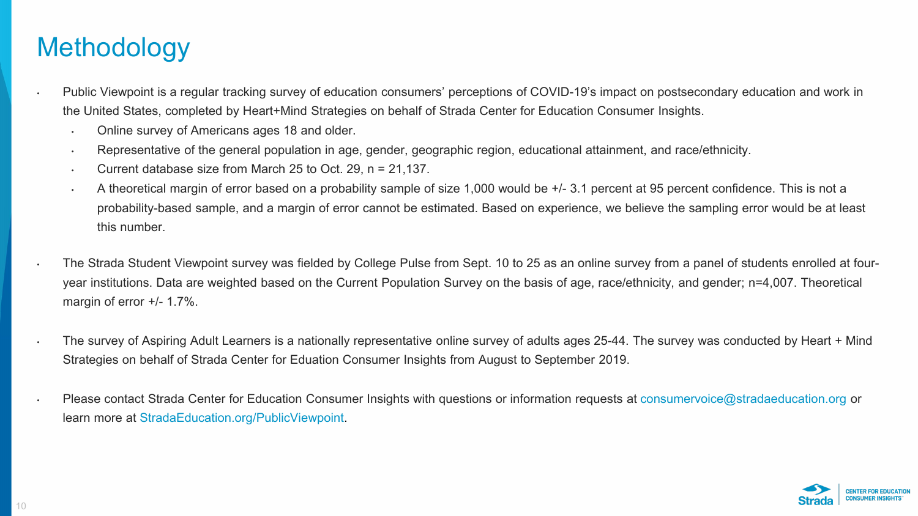# Methodology

- Public Viewpoint is a regular tracking survey of education consumers' perceptions of COVID-19's impact on postsecondary education and work in the United States, completed by Heart+Mind Strategies on behalf of Strada Center for Education Consumer Insights.
  - Online survey of Americans ages 18 and older.
  - Representative of the general population in age, gender, geographic region, educational attainment, and race/ethnicity.
  - Current database size from March 25 to Oct. 29, n = 21,137.
  - A theoretical margin of error based on a probability sample of size 1,000 would be +/- 3.1 percent at 95 percent confidence. This is not a probability-based sample, and a margin of error cannot be estimated. Based on experience, we believe the sampling error would be at least this number.

- The Strada Student Viewpoint survey was fielded by College Pulse from Sept. 10 to 25 as an online survey from a panel of students enrolled at four-year institutions. Data are weighted based on the Current Population Survey on the basis of age, race/ethnicity, and gender; n=4,007. Theoretical margin of error +/- 1.7%.

- The survey of Aspiring Adult Learners is a nationally representative online survey of adults ages 25-44. The survey was conducted by Heart + Mind Strategies on behalf of Strada Center for Eduation Consumer Insights from August to September 2019.

- Please contact Strada Center for Education Consumer Insights with questions or information requests at consumervoice@stradaeducation.org or learn more at StradaEducation.org/PublicViewpoint.

Strada | CENTER FOR EDUCATION CONSUMER INSIGHTS